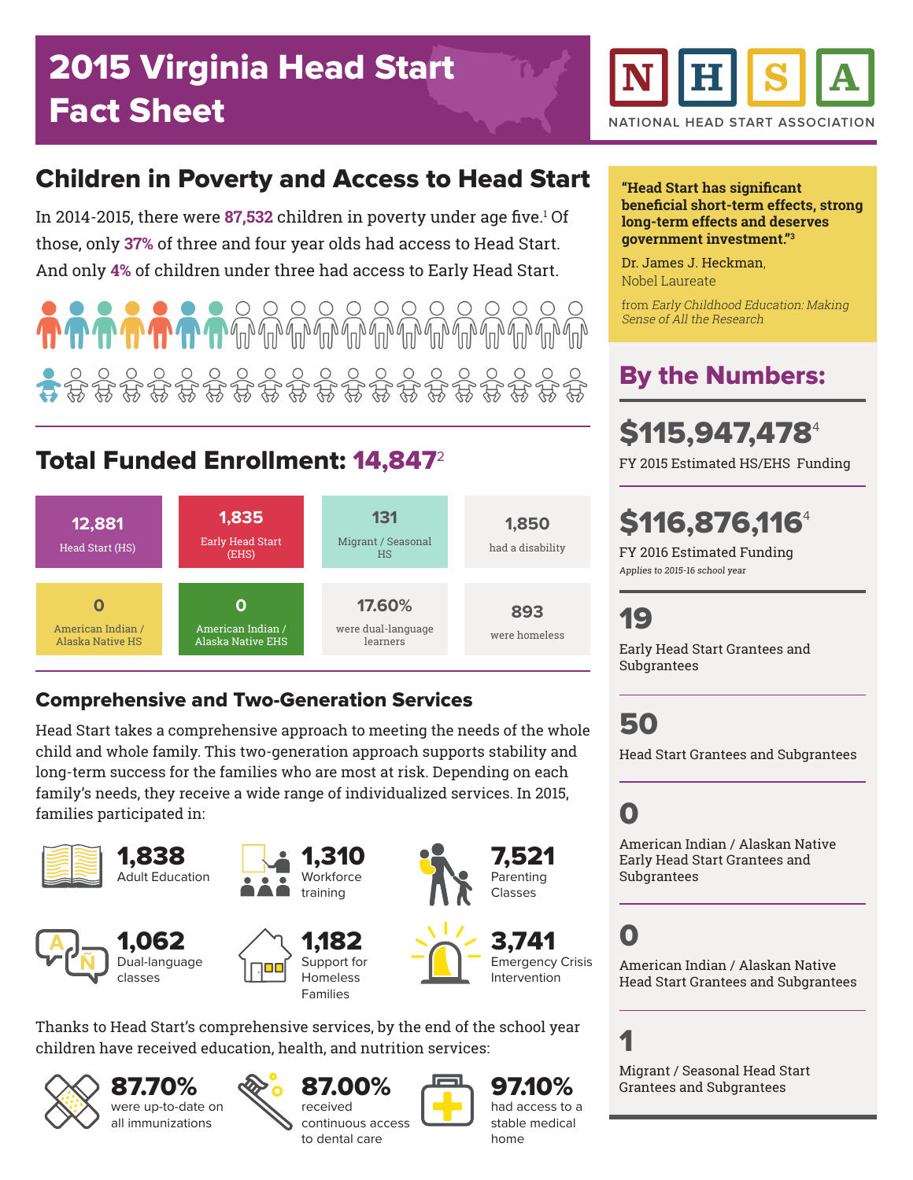# 2015 Virginia Head Start Fact Sheet

NHSA — NATIONAL HEAD START ASSOCIATION

## Children in Poverty and Access to Head Start

In 2014-2015, there were **87,532** children in poverty under age five.[1] Of those, only **37%** of three and four year olds had access to Head Start. And only **4%** of children under three had access to Early Head Start.

## Total Funded Enrollment: 14,847[2]

| | | | |
|---|---|---|---|
| **12,881** Head Start (HS) | **1,835** Early Head Start (EHS) | **131** Migrant / Seasonal HS | **1,850** had a disability |
| **0** American Indian / Alaska Native HS | **0** American Indian / Alaska Native EHS | **17.60%** were dual-language learners | **893** were homeless |

### Comprehensive and Two-Generation Services

Head Start takes a comprehensive approach to meeting the needs of the whole child and whole family. This two-generation approach supports stability and long-term success for the families who are most at risk. Depending on each family's needs, they receive a wide range of individualized services. In 2015, families participated in:

- **1,838** Adult Education
- **1,310** Workforce training
- **7,521** Parenting Classes
- **1,062** Dual-language classes
- **1,182** Support for Homeless Families
- **3,741** Emergency Crisis Intervention

Thanks to Head Start's comprehensive services, by the end of the school year children have received education, health, and nutrition services:

- **87.70%** were up-to-date on all immunizations
- **87.00%** received continuous access to dental care
- **97.10%** had access to a stable medical home

**"Head Start has significant beneficial short-term effects, strong long-term effects and deserves government investment."[3]**

Dr. James J. Heckman, Nobel Laureate

from *Early Childhood Education: Making Sense of All the Research*

## By the Numbers:

**$115,947,478**[4]
FY 2015 Estimated HS/EHS Funding

**$116,876,116**[4]
FY 2016 Estimated Funding
*Applies to 2015-16 school year*

**19**
Early Head Start Grantees and Subgrantees

**50**
Head Start Grantees and Subgrantees

**0**
American Indian / Alaskan Native Early Head Start Grantees and Subgrantees

**0**
American Indian / Alaskan Native Head Start Grantees and Subgrantees

**1**
Migrant / Seasonal Head Start Grantees and Subgrantees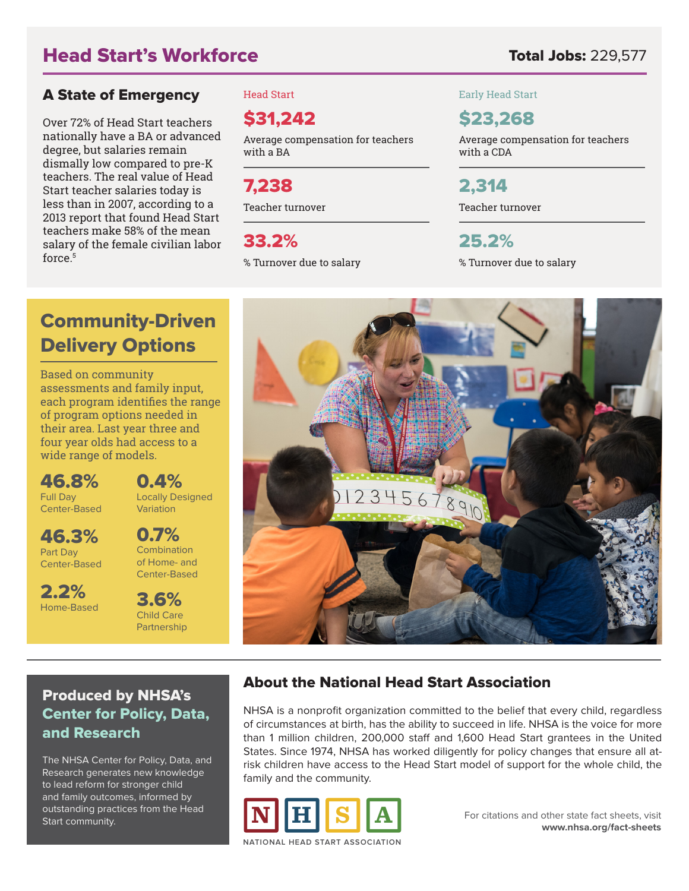## Head Start's Workforce

**Total Jobs:** 229,577

### A State of Emergency

Over 72% of Head Start teachers nationally have a BA or advanced degree, but salaries remain dismally low compared to pre-K teachers. The real value of Head Start teacher salaries today is less than in 2007, according to a 2013 report that found Head Start teachers make 58% of the mean salary of the female civilian labor force.[5]

**Head Start**

**$31,242**
Average compensation for teachers with a BA

**7,238**
Teacher turnover

**33.2%**
% Turnover due to salary

**Early Head Start**

**$23,268**
Average compensation for teachers with a CDA

**2,314**
Teacher turnover

**25.2%**
% Turnover due to salary

## Community-Driven Delivery Options

Based on community assessments and family input, each program identifies the range of program options needed in their area. Last year three and four year olds had access to a wide range of models.

**46.8%**
Full Day Center-Based

**46.3%**
Part Day Center-Based

**2.2%**
Home-Based

**0.4%**
Locally Designed Variation

**0.7%**
Combination of Home- and Center-Based

**3.6%**
Child Care Partnership

### Produced by NHSA's Center for Policy, Data, and Research

The NHSA Center for Policy, Data, and Research generates new knowledge to lead reform for stronger child and family outcomes, informed by outstanding practices from the Head Start community.

### About the National Head Start Association

NHSA is a nonprofit organization committed to the belief that every child, regardless of circumstances at birth, has the ability to succeed in life. NHSA is the voice for more than 1 million children, 200,000 staff and 1,600 Head Start grantees in the United States. Since 1974, NHSA has worked diligently for policy changes that ensure all at-risk children have access to the Head Start model of support for the whole child, the family and the community.

NHSA
NATIONAL HEAD START ASSOCIATION

For citations and other state fact sheets, visit **www.nhsa.org/fact-sheets**